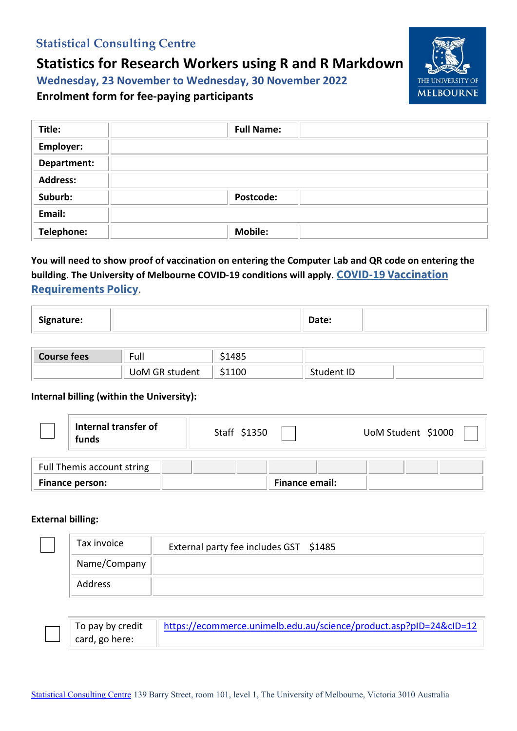## Statistical Consulting Centre

# Statistics for Research Workers using R and R Markdown

### Wednesday, 23 November to Wednesday, 30 November 2022

**Enrolment form for fee-paying participants**

| **Title:** | | **Full Name:** | |
|---|---|---|---|
| **Employer:** | | | |
| **Department:** | | | |
| **Address:** | | | |
| **Suburb:** | | **Postcode:** | |
| **Email:** | | | |
| **Telephone:** | | **Mobile:** | |

**You will need to show proof of vaccination on entering the Computer Lab and QR code on entering the building. The University of Melbourne COVID-19 conditions will apply. [COVID-19 Vaccination Requirements Policy](#).**

| **Signature:** | | **Date:** | |
|---|---|---|---|

| **Course fees** | Full | $1485 | | |
|---|---|---|---|---|
| | UoM GR student | $1100 | Student ID | |

**Internal billing (within the University):**

| ☐ | **Internal transfer of funds** | Staff $1350 ☐ | UoM Student $1000 ☐ |
|---|---|---|---|

| Full Themis account string | | | | | | | | |
|---|---|---|---|---|---|---|---|---|
| **Finance person:** | | | **Finance email:** | | | | | |

**External billing:**

| ☐ | Tax invoice | External party fee includes GST $1485 |
|---|---|---|
| | Name/Company | |
| | Address | |

| ☐ | To pay by credit card, go here: | https://ecommerce.unimelb.edu.au/science/product.asp?pID=24&cID=12 |
|---|---|---|

[Statistical Consulting Centre](#) 139 Barry Street, room 101, level 1, The University of Melbourne, Victoria 3010 Australia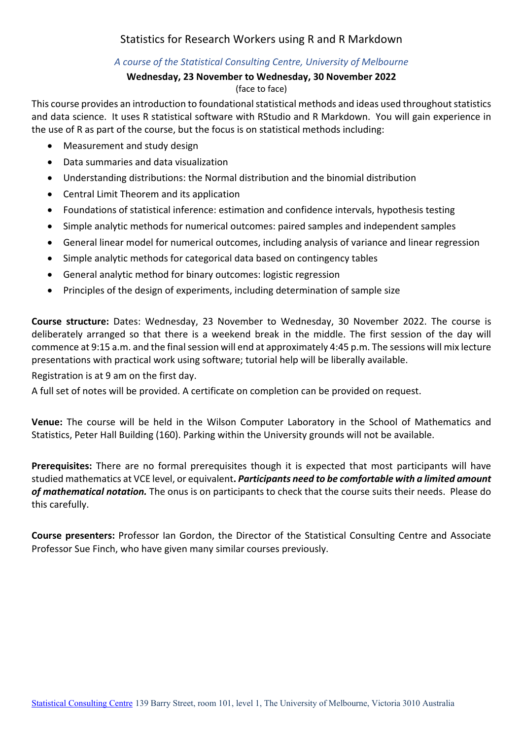# Statistics for Research Workers using R and R Markdown

*A course of the Statistical Consulting Centre, University of Melbourne*

**Wednesday, 23 November to Wednesday, 30 November 2022**

(face to face)

This course provides an introduction to foundational statistical methods and ideas used throughout statistics and data science. It uses R statistical software with RStudio and R Markdown. You will gain experience in the use of R as part of the course, but the focus is on statistical methods including:

- Measurement and study design
- Data summaries and data visualization
- Understanding distributions: the Normal distribution and the binomial distribution
- Central Limit Theorem and its application
- Foundations of statistical inference: estimation and confidence intervals, hypothesis testing
- Simple analytic methods for numerical outcomes: paired samples and independent samples
- General linear model for numerical outcomes, including analysis of variance and linear regression
- Simple analytic methods for categorical data based on contingency tables
- General analytic method for binary outcomes: logistic regression
- Principles of the design of experiments, including determination of sample size

**Course structure:** Dates: Wednesday, 23 November to Wednesday, 30 November 2022. The course is deliberately arranged so that there is a weekend break in the middle. The first session of the day will commence at 9:15 a.m. and the final session will end at approximately 4:45 p.m. The sessions will mix lecture presentations with practical work using software; tutorial help will be liberally available.

Registration is at 9 am on the first day.

A full set of notes will be provided. A certificate on completion can be provided on request.

**Venue:** The course will be held in the Wilson Computer Laboratory in the School of Mathematics and Statistics, Peter Hall Building (160). Parking within the University grounds will not be available.

**Prerequisites:** There are no formal prerequisites though it is expected that most participants will have studied mathematics at VCE level, or equivalent**.** ***Participants need to be comfortable with a limited amount of mathematical notation.*** The onus is on participants to check that the course suits their needs. Please do this carefully.

**Course presenters:** Professor Ian Gordon, the Director of the Statistical Consulting Centre and Associate Professor Sue Finch, who have given many similar courses previously.

Statistical Consulting Centre 139 Barry Street, room 101, level 1, The University of Melbourne, Victoria 3010 Australia